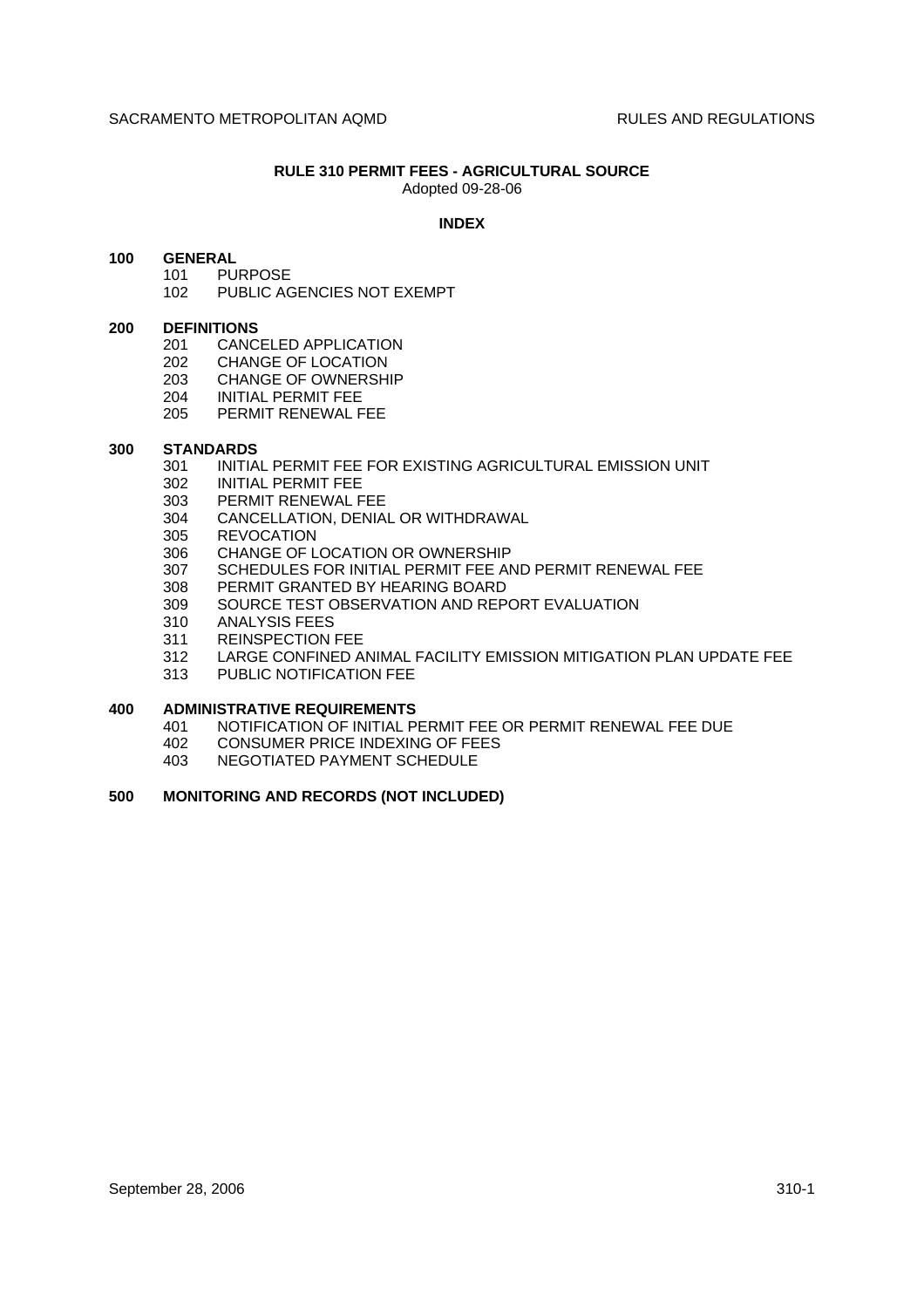# RULE 310 PERMIT FEES - AGRICULTURAL SOURCE

Adopted 09-28-06

## INDEX

**100 GENERAL**

- 101 PURPOSE
- 102 PUBLIC AGENCIES NOT EXEMPT

**200 DEFINITIONS**

- 201 CANCELED APPLICATION
- 202 CHANGE OF LOCATION
- 203 CHANGE OF OWNERSHIP
- 204 INITIAL PERMIT FEE
- 205 PERMIT RENEWAL FEE

**300 STANDARDS**

- 301 INITIAL PERMIT FEE FOR EXISTING AGRICULTURAL EMISSION UNIT
- 302 INITIAL PERMIT FEE
- 303 PERMIT RENEWAL FEE
- 304 CANCELLATION, DENIAL OR WITHDRAWAL
- 305 REVOCATION
- 306 CHANGE OF LOCATION OR OWNERSHIP
- 307 SCHEDULES FOR INITIAL PERMIT FEE AND PERMIT RENEWAL FEE
- 308 PERMIT GRANTED BY HEARING BOARD
- 309 SOURCE TEST OBSERVATION AND REPORT EVALUATION
- 310 ANALYSIS FEES
- 311 REINSPECTION FEE
- 312 LARGE CONFINED ANIMAL FACILITY EMISSION MITIGATION PLAN UPDATE FEE
- 313 PUBLIC NOTIFICATION FEE

**400 ADMINISTRATIVE REQUIREMENTS**

- 401 NOTIFICATION OF INITIAL PERMIT FEE OR PERMIT RENEWAL FEE DUE
- 402 CONSUMER PRICE INDEXING OF FEES
- 403 NEGOTIATED PAYMENT SCHEDULE

**500 MONITORING AND RECORDS (NOT INCLUDED)**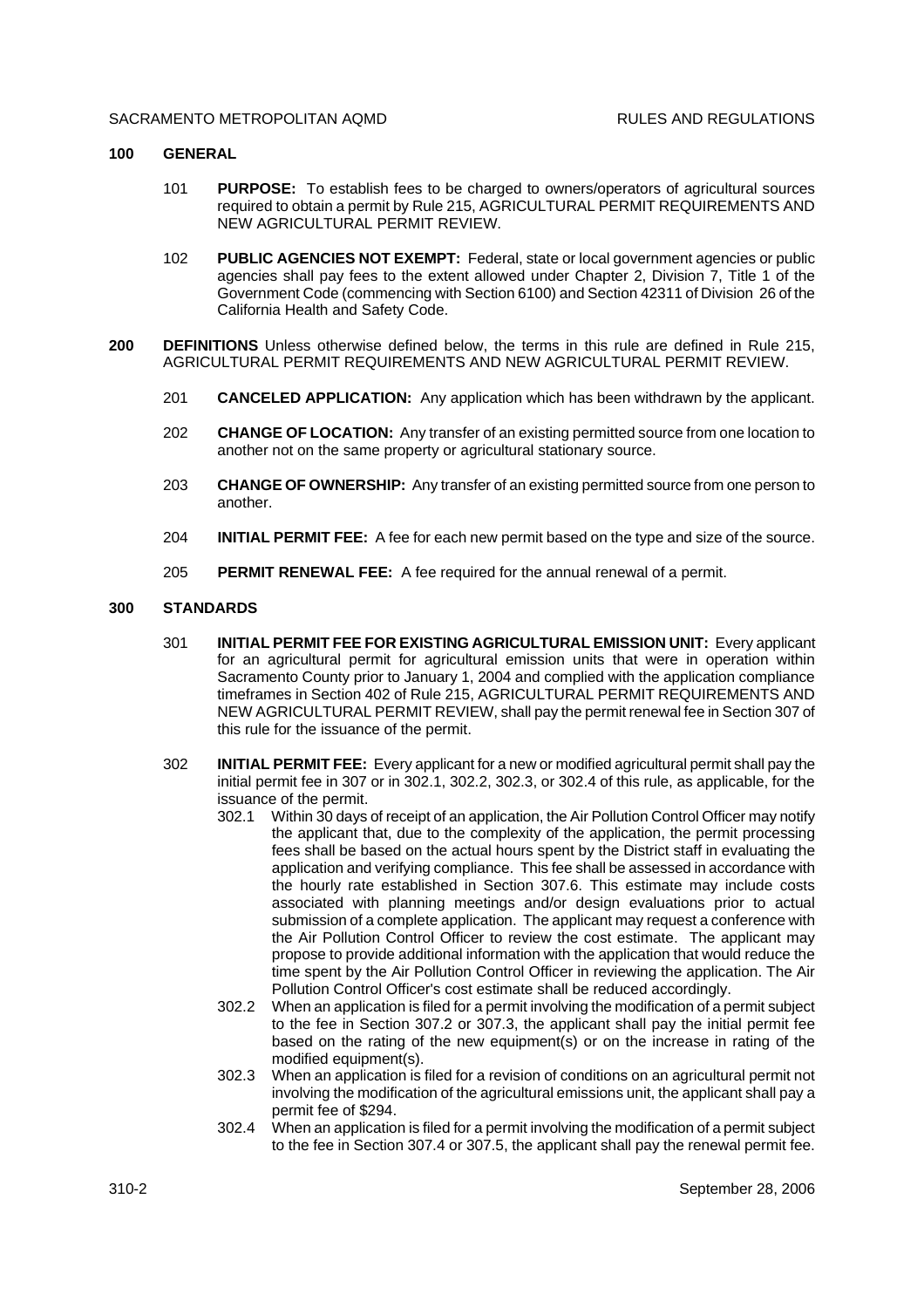## 100 GENERAL

101 **PURPOSE:** To establish fees to be charged to owners/operators of agricultural sources required to obtain a permit by Rule 215, AGRICULTURAL PERMIT REQUIREMENTS AND NEW AGRICULTURAL PERMIT REVIEW.

102 **PUBLIC AGENCIES NOT EXEMPT:** Federal, state or local government agencies or public agencies shall pay fees to the extent allowed under Chapter 2, Division 7, Title 1 of the Government Code (commencing with Section 6100) and Section 42311 of Division 26 of the California Health and Safety Code.

## 200 DEFINITIONS

Unless otherwise defined below, the terms in this rule are defined in Rule 215, AGRICULTURAL PERMIT REQUIREMENTS AND NEW AGRICULTURAL PERMIT REVIEW.

201 **CANCELED APPLICATION:** Any application which has been withdrawn by the applicant.

202 **CHANGE OF LOCATION:** Any transfer of an existing permitted source from one location to another not on the same property or agricultural stationary source.

203 **CHANGE OF OWNERSHIP:** Any transfer of an existing permitted source from one person to another.

204 **INITIAL PERMIT FEE:** A fee for each new permit based on the type and size of the source.

205 **PERMIT RENEWAL FEE:** A fee required for the annual renewal of a permit.

## 300 STANDARDS

301 **INITIAL PERMIT FEE FOR EXISTING AGRICULTURAL EMISSION UNIT:** Every applicant for an agricultural permit for agricultural emission units that were in operation within Sacramento County prior to January 1, 2004 and complied with the application compliance timeframes in Section 402 of Rule 215, AGRICULTURAL PERMIT REQUIREMENTS AND NEW AGRICULTURAL PERMIT REVIEW, shall pay the permit renewal fee in Section 307 of this rule for the issuance of the permit.

302 **INITIAL PERMIT FEE:** Every applicant for a new or modified agricultural permit shall pay the initial permit fee in 307 or in 302.1, 302.2, 302.3, or 302.4 of this rule, as applicable, for the issuance of the permit.

302.1 Within 30 days of receipt of an application, the Air Pollution Control Officer may notify the applicant that, due to the complexity of the application, the permit processing fees shall be based on the actual hours spent by the District staff in evaluating the application and verifying compliance. This fee shall be assessed in accordance with the hourly rate established in Section 307.6. This estimate may include costs associated with planning meetings and/or design evaluations prior to actual submission of a complete application. The applicant may request a conference with the Air Pollution Control Officer to review the cost estimate. The applicant may propose to provide additional information with the application that would reduce the time spent by the Air Pollution Control Officer in reviewing the application. The Air Pollution Control Officer's cost estimate shall be reduced accordingly.

302.2 When an application is filed for a permit involving the modification of a permit subject to the fee in Section 307.2 or 307.3, the applicant shall pay the initial permit fee based on the rating of the new equipment(s) or on the increase in rating of the modified equipment(s).

302.3 When an application is filed for a revision of conditions on an agricultural permit not involving the modification of the agricultural emissions unit, the applicant shall pay a permit fee of $294.

302.4 When an application is filed for a permit involving the modification of a permit subject to the fee in Section 307.4 or 307.5, the applicant shall pay the renewal permit fee.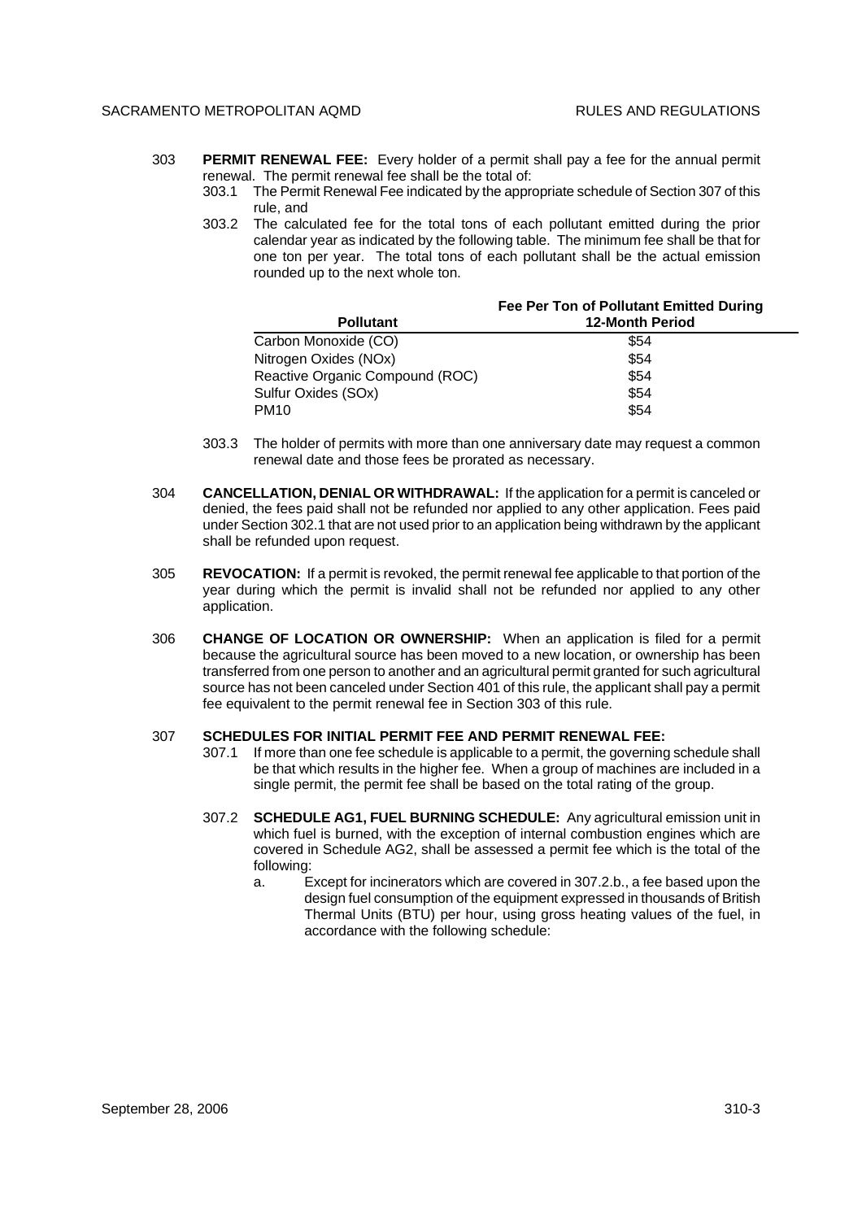303 **PERMIT RENEWAL FEE:** Every holder of a permit shall pay a fee for the annual permit renewal. The permit renewal fee shall be the total of:

303.1 The Permit Renewal Fee indicated by the appropriate schedule of Section 307 of this rule, and

303.2 The calculated fee for the total tons of each pollutant emitted during the prior calendar year as indicated by the following table. The minimum fee shall be that for one ton per year. The total tons of each pollutant shall be the actual emission rounded up to the next whole ton.

| Pollutant | Fee Per Ton of Pollutant Emitted During 12-Month Period |
|---|---|
| Carbon Monoxide (CO) | \$54 |
| Nitrogen Oxides (NOx) | \$54 |
| Reactive Organic Compound (ROC) | \$54 |
| Sulfur Oxides (SOx) | \$54 |
| PM10 | \$54 |

303.3 The holder of permits with more than one anniversary date may request a common renewal date and those fees be prorated as necessary.

304 **CANCELLATION, DENIAL OR WITHDRAWAL:** If the application for a permit is canceled or denied, the fees paid shall not be refunded nor applied to any other application. Fees paid under Section 302.1 that are not used prior to an application being withdrawn by the applicant shall be refunded upon request.

305 **REVOCATION:** If a permit is revoked, the permit renewal fee applicable to that portion of the year during which the permit is invalid shall not be refunded nor applied to any other application.

306 **CHANGE OF LOCATION OR OWNERSHIP:** When an application is filed for a permit because the agricultural source has been moved to a new location, or ownership has been transferred from one person to another and an agricultural permit granted for such agricultural source has not been canceled under Section 401 of this rule, the applicant shall pay a permit fee equivalent to the permit renewal fee in Section 303 of this rule.

307 **SCHEDULES FOR INITIAL PERMIT FEE AND PERMIT RENEWAL FEE:**

307.1 If more than one fee schedule is applicable to a permit, the governing schedule shall be that which results in the higher fee. When a group of machines are included in a single permit, the permit fee shall be based on the total rating of the group.

307.2 **SCHEDULE AG1, FUEL BURNING SCHEDULE:** Any agricultural emission unit in which fuel is burned, with the exception of internal combustion engines which are covered in Schedule AG2, shall be assessed a permit fee which is the total of the following:

a. Except for incinerators which are covered in 307.2.b., a fee based upon the design fuel consumption of the equipment expressed in thousands of British Thermal Units (BTU) per hour, using gross heating values of the fuel, in accordance with the following schedule: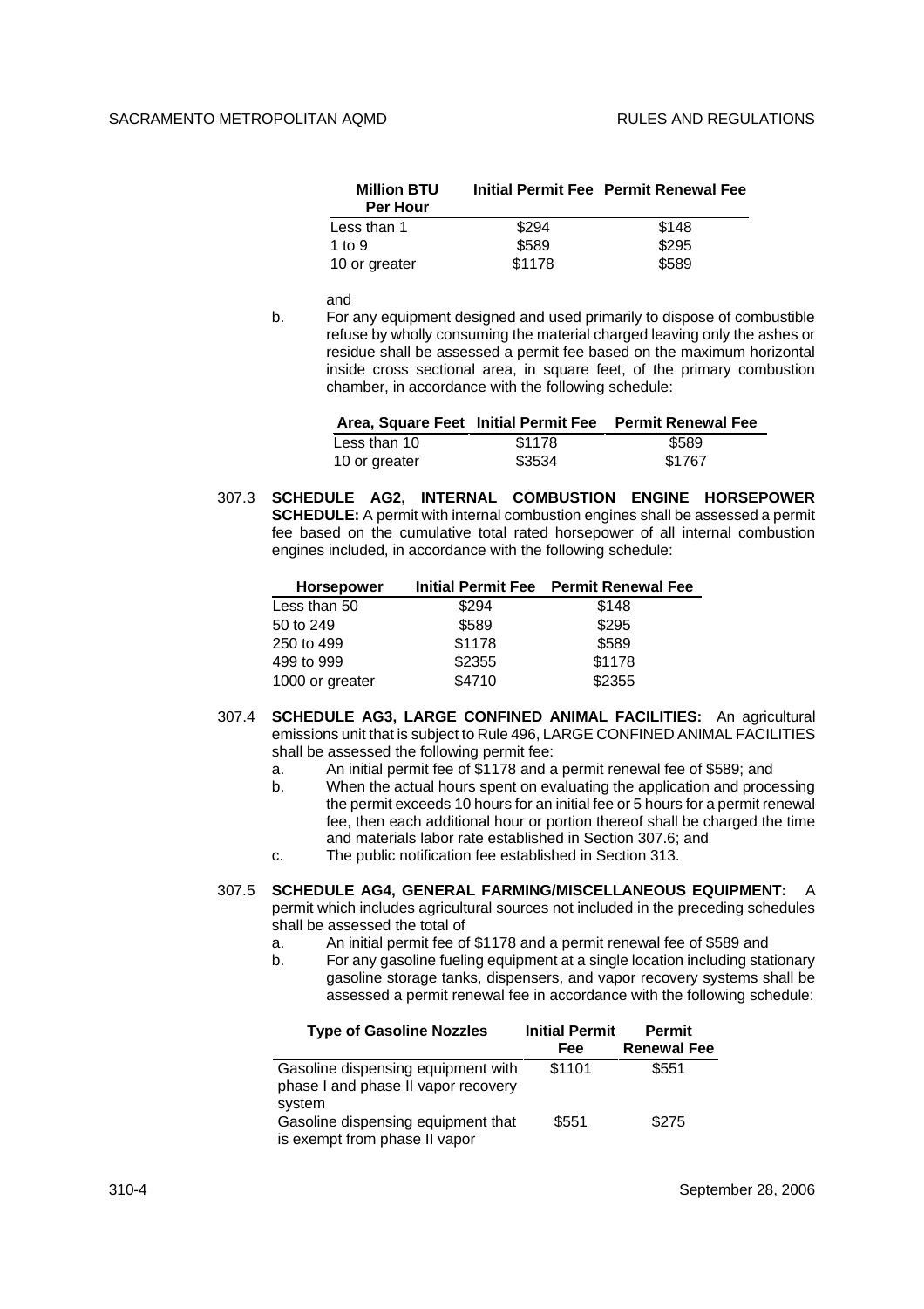| Million BTU Per Hour | Initial Permit Fee | Permit Renewal Fee |
|---|---|---|
| Less than 1 | $294 | $148 |
| 1 to 9 | $589 | $295 |
| 10 or greater | $1178 | $589 |

and

b. For any equipment designed and used primarily to dispose of combustible refuse by wholly consuming the material charged leaving only the ashes or residue shall be assessed a permit fee based on the maximum horizontal inside cross sectional area, in square feet, of the primary combustion chamber, in accordance with the following schedule:

| Area, Square Feet | Initial Permit Fee | Permit Renewal Fee |
|---|---|---|
| Less than 10 | $1178 | $589 |
| 10 or greater | $3534 | $1767 |

307.3 **SCHEDULE AG2, INTERNAL COMBUSTION ENGINE HORSEPOWER SCHEDULE:** A permit with internal combustion engines shall be assessed a permit fee based on the cumulative total rated horsepower of all internal combustion engines included, in accordance with the following schedule:

| Horsepower | Initial Permit Fee | Permit Renewal Fee |
|---|---|---|
| Less than 50 | $294 | $148 |
| 50 to 249 | $589 | $295 |
| 250 to 499 | $1178 | $589 |
| 499 to 999 | $2355 | $1178 |
| 1000 or greater | $4710 | $2355 |

307.4 **SCHEDULE AG3, LARGE CONFINED ANIMAL FACILITIES:** An agricultural emissions unit that is subject to Rule 496, LARGE CONFINED ANIMAL FACILITIES shall be assessed the following permit fee:

a. An initial permit fee of $1178 and a permit renewal fee of $589; and
b. When the actual hours spent on evaluating the application and processing the permit exceeds 10 hours for an initial fee or 5 hours for a permit renewal fee, then each additional hour or portion thereof shall be charged the time and materials labor rate established in Section 307.6; and
c. The public notification fee established in Section 313.

307.5 **SCHEDULE AG4, GENERAL FARMING/MISCELLANEOUS EQUIPMENT:** A permit which includes agricultural sources not included in the preceding schedules shall be assessed the total of

a. An initial permit fee of $1178 and a permit renewal fee of $589 and
b. For any gasoline fueling equipment at a single location including stationary gasoline storage tanks, dispensers, and vapor recovery systems shall be assessed a permit renewal fee in accordance with the following schedule:

| Type of Gasoline Nozzles | Initial Permit Fee | Permit Renewal Fee |
|---|---|---|
| Gasoline dispensing equipment with phase I and phase II vapor recovery system | $1101 | $551 |
| Gasoline dispensing equipment that is exempt from phase II vapor | $551 | $275 |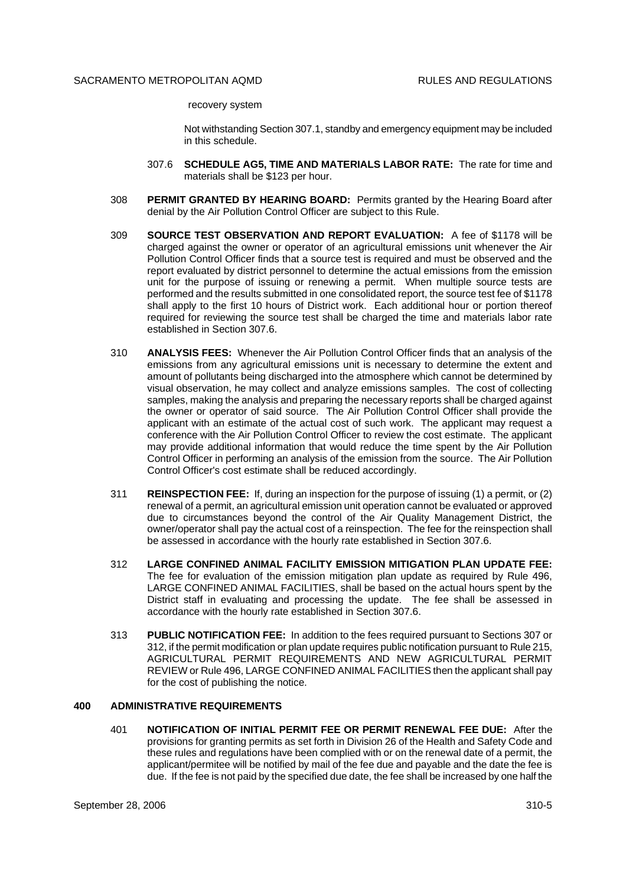recovery system

Not withstanding Section 307.1, standby and emergency equipment may be included in this schedule.

307.6 **SCHEDULE AG5, TIME AND MATERIALS LABOR RATE:** The rate for time and materials shall be $123 per hour.

308 **PERMIT GRANTED BY HEARING BOARD:** Permits granted by the Hearing Board after denial by the Air Pollution Control Officer are subject to this Rule.

309 **SOURCE TEST OBSERVATION AND REPORT EVALUATION:** A fee of $1178 will be charged against the owner or operator of an agricultural emissions unit whenever the Air Pollution Control Officer finds that a source test is required and must be observed and the report evaluated by district personnel to determine the actual emissions from the emission unit for the purpose of issuing or renewing a permit. When multiple source tests are performed and the results submitted in one consolidated report, the source test fee of $1178 shall apply to the first 10 hours of District work. Each additional hour or portion thereof required for reviewing the source test shall be charged the time and materials labor rate established in Section 307.6.

310 **ANALYSIS FEES:** Whenever the Air Pollution Control Officer finds that an analysis of the emissions from any agricultural emissions unit is necessary to determine the extent and amount of pollutants being discharged into the atmosphere which cannot be determined by visual observation, he may collect and analyze emissions samples. The cost of collecting samples, making the analysis and preparing the necessary reports shall be charged against the owner or operator of said source. The Air Pollution Control Officer shall provide the applicant with an estimate of the actual cost of such work. The applicant may request a conference with the Air Pollution Control Officer to review the cost estimate. The applicant may provide additional information that would reduce the time spent by the Air Pollution Control Officer in performing an analysis of the emission from the source. The Air Pollution Control Officer's cost estimate shall be reduced accordingly.

311 **REINSPECTION FEE:** If, during an inspection for the purpose of issuing (1) a permit, or (2) renewal of a permit, an agricultural emission unit operation cannot be evaluated or approved due to circumstances beyond the control of the Air Quality Management District, the owner/operator shall pay the actual cost of a reinspection. The fee for the reinspection shall be assessed in accordance with the hourly rate established in Section 307.6.

312 **LARGE CONFINED ANIMAL FACILITY EMISSION MITIGATION PLAN UPDATE FEE:** The fee for evaluation of the emission mitigation plan update as required by Rule 496, LARGE CONFINED ANIMAL FACILITIES, shall be based on the actual hours spent by the District staff in evaluating and processing the update. The fee shall be assessed in accordance with the hourly rate established in Section 307.6.

313 **PUBLIC NOTIFICATION FEE:** In addition to the fees required pursuant to Sections 307 or 312, if the permit modification or plan update requires public notification pursuant to Rule 215, AGRICULTURAL PERMIT REQUIREMENTS AND NEW AGRICULTURAL PERMIT REVIEW or Rule 496, LARGE CONFINED ANIMAL FACILITIES then the applicant shall pay for the cost of publishing the notice.

## 400 ADMINISTRATIVE REQUIREMENTS

401 **NOTIFICATION OF INITIAL PERMIT FEE OR PERMIT RENEWAL FEE DUE:** After the provisions for granting permits as set forth in Division 26 of the Health and Safety Code and these rules and regulations have been complied with or on the renewal date of a permit, the applicant/permitee will be notified by mail of the fee due and payable and the date the fee is due. If the fee is not paid by the specified due date, the fee shall be increased by one half the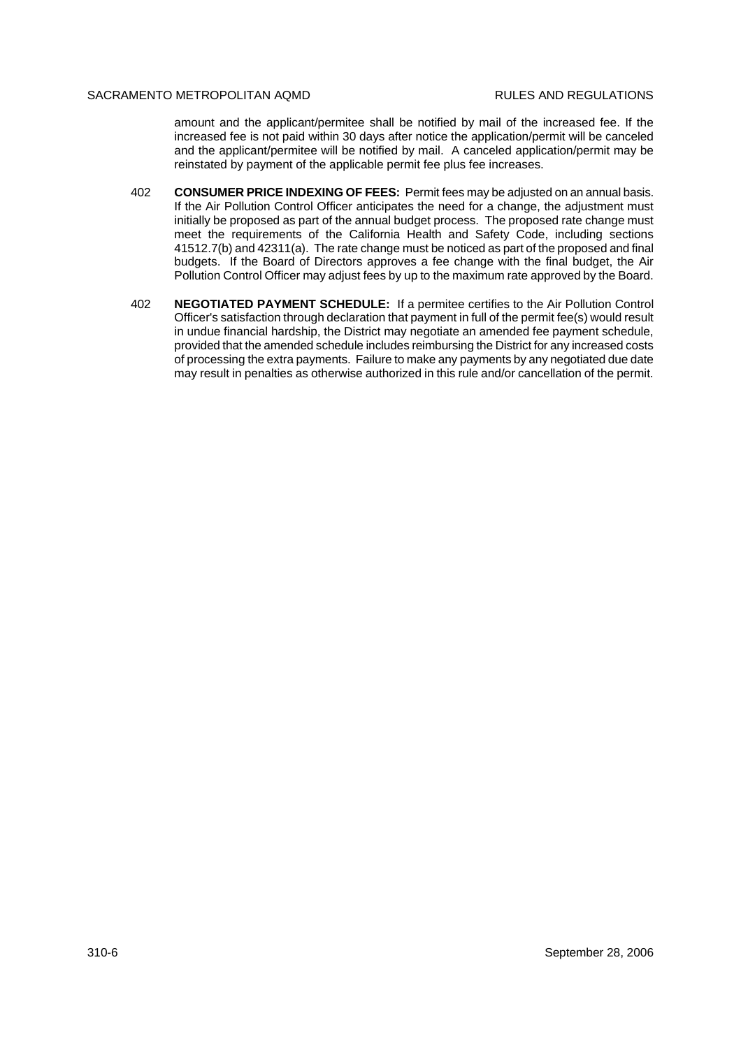amount and the applicant/permitee shall be notified by mail of the increased fee. If the increased fee is not paid within 30 days after notice the application/permit will be canceled and the applicant/permitee will be notified by mail. A canceled application/permit may be reinstated by payment of the applicable permit fee plus fee increases.

402 **CONSUMER PRICE INDEXING OF FEES:** Permit fees may be adjusted on an annual basis. If the Air Pollution Control Officer anticipates the need for a change, the adjustment must initially be proposed as part of the annual budget process. The proposed rate change must meet the requirements of the California Health and Safety Code, including sections 41512.7(b) and 42311(a). The rate change must be noticed as part of the proposed and final budgets. If the Board of Directors approves a fee change with the final budget, the Air Pollution Control Officer may adjust fees by up to the maximum rate approved by the Board.

402 **NEGOTIATED PAYMENT SCHEDULE:** If a permitee certifies to the Air Pollution Control Officer's satisfaction through declaration that payment in full of the permit fee(s) would result in undue financial hardship, the District may negotiate an amended fee payment schedule, provided that the amended schedule includes reimbursing the District for any increased costs of processing the extra payments. Failure to make any payments by any negotiated due date may result in penalties as otherwise authorized in this rule and/or cancellation of the permit.